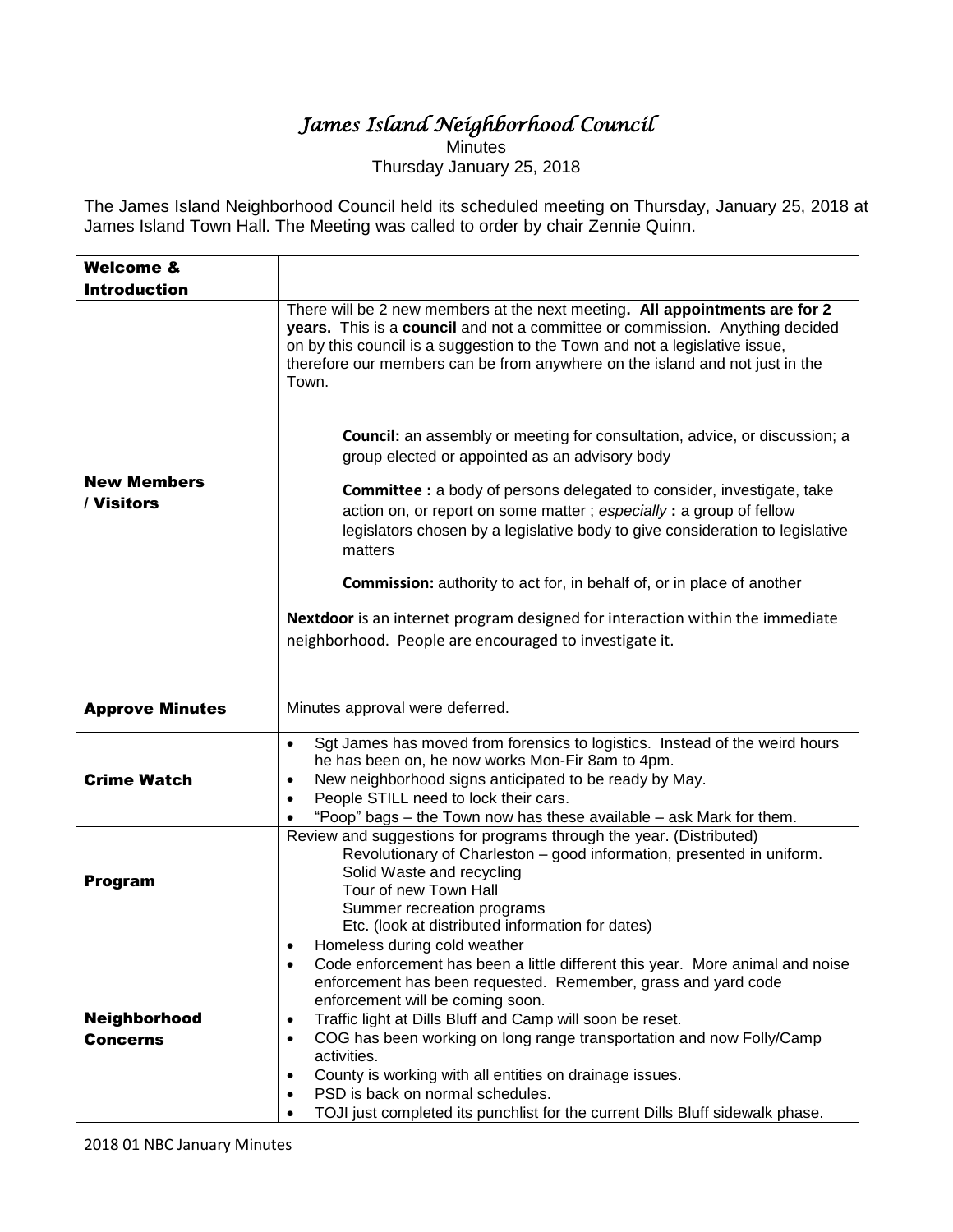# *James Island Neighborhood Council*

Minutes

Thursday January 25, 2018

The James Island Neighborhood Council held its scheduled meeting on Thursday, January 25, 2018 at James Island Town Hall. The Meeting was called to order by chair Zennie Quinn.

| **Welcome & Introduction** | |
|---|---|
| **New Members / Visitors** | There will be 2 new members at the next meeting. **All appointments are for 2 years.** This is a **council** and not a committee or commission. Anything decided on by this council is a suggestion to the Town and not a legislative issue, therefore our members can be from anywhere on the island and not just in the Town.<br><br>**Council:** an assembly or meeting for consultation, advice, or discussion; a group elected or appointed as an advisory body<br><br>**Committee :** a body of persons delegated to consider, investigate, take action on, or report on some matter ; *especially* **:** a group of fellow legislators chosen by a legislative body to give consideration to legislative matters<br><br>**Commission:** authority to act for, in behalf of, or in place of another<br><br>**Nextdoor** is an internet program designed for interaction within the immediate neighborhood. People are encouraged to investigate it. |
| **Approve Minutes** | Minutes approval were deferred. |
| **Crime Watch** | • Sgt James has moved from forensics to logistics. Instead of the weird hours he has been on, he now works Mon-Fir 8am to 4pm.<br>• New neighborhood signs anticipated to be ready by May.<br>• People STILL need to lock their cars.<br>• "Poop" bags – the Town now has these available – ask Mark for them. |
| **Program** | Review and suggestions for programs through the year. (Distributed)<br>Revolutionary of Charleston – good information, presented in uniform.<br>Solid Waste and recycling<br>Tour of new Town Hall<br>Summer recreation programs<br>Etc. (look at distributed information for dates) |
| **Neighborhood Concerns** | • Homeless during cold weather<br>• Code enforcement has been a little different this year. More animal and noise enforcement has been requested. Remember, grass and yard code enforcement will be coming soon.<br>• Traffic light at Dills Bluff and Camp will soon be reset.<br>• COG has been working on long range transportation and now Folly/Camp activities.<br>• County is working with all entities on drainage issues.<br>• PSD is back on normal schedules.<br>• TOJI just completed its punchlist for the current Dills Bluff sidewalk phase. |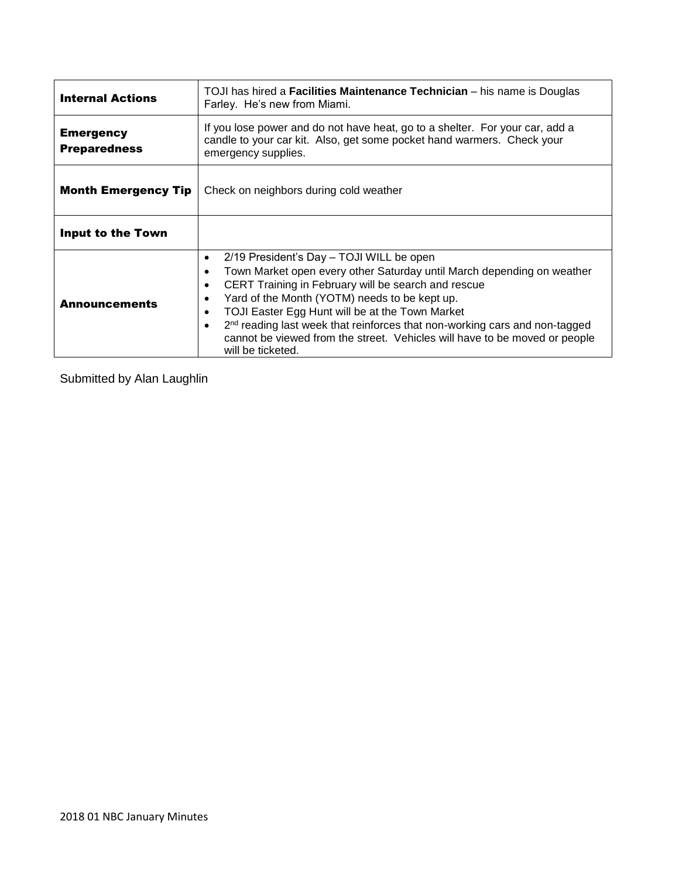| | |
|---|---|
| **Internal Actions** | TOJI has hired a **Facilities Maintenance Technician** – his name is Douglas Farley. He's new from Miami. |
| **Emergency Preparedness** | If you lose power and do not have heat, go to a shelter. For your car, add a candle to your car kit. Also, get some pocket hand warmers. Check your emergency supplies. |
| **Month Emergency Tip** | Check on neighbors during cold weather |
| **Input to the Town** | |
| **Announcements** | • 2/19 President's Day – TOJI WILL be open<br>• Town Market open every other Saturday until March depending on weather<br>• CERT Training in February will be search and rescue<br>• Yard of the Month (YOTM) needs to be kept up.<br>• TOJI Easter Egg Hunt will be at the Town Market<br>• 2nd reading last week that reinforces that non-working cars and non-tagged cannot be viewed from the street. Vehicles will have to be moved or people will be ticketed. |

Submitted by Alan Laughlin